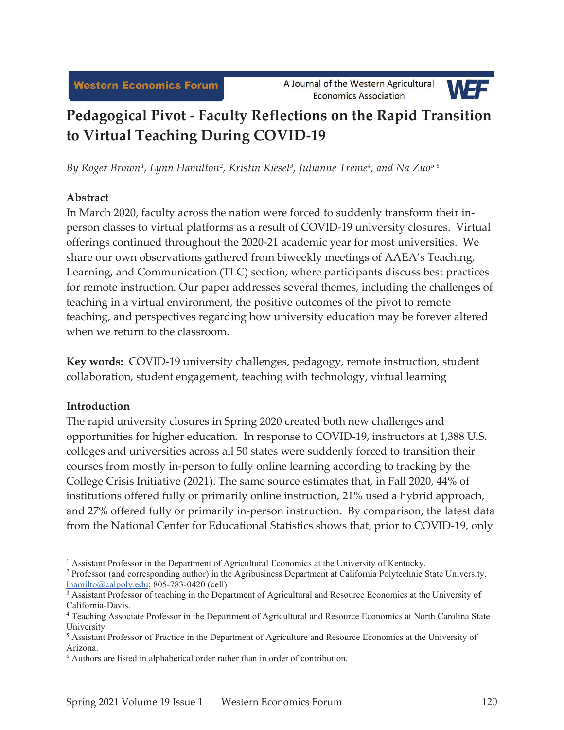# Pedagogical Pivot - Faculty Reflections on the Rapid Transition to Virtual Teaching During COVID-19

*By Roger Brown[1], Lynn Hamilton[2], Kristin Kiesel[3], Julianne Treme[4], and Na Zuo[5] [6]*

### Abstract

In March 2020, faculty across the nation were forced to suddenly transform their in-person classes to virtual platforms as a result of COVID-19 university closures. Virtual offerings continued throughout the 2020-21 academic year for most universities. We share our own observations gathered from biweekly meetings of AAEA's Teaching, Learning, and Communication (TLC) section, where participants discuss best practices for remote instruction. Our paper addresses several themes, including the challenges of teaching in a virtual environment, the positive outcomes of the pivot to remote teaching, and perspectives regarding how university education may be forever altered when we return to the classroom.

**Key words:** COVID-19 university challenges, pedagogy, remote instruction, student collaboration, student engagement, teaching with technology, virtual learning

### Introduction

The rapid university closures in Spring 2020 created both new challenges and opportunities for higher education. In response to COVID-19, instructors at 1,388 U.S. colleges and universities across all 50 states were suddenly forced to transition their courses from mostly in-person to fully online learning according to tracking by the College Crisis Initiative (2021). The same source estimates that, in Fall 2020, 44% of institutions offered fully or primarily online instruction, 21% used a hybrid approach, and 27% offered fully or primarily in-person instruction. By comparison, the latest data from the National Center for Educational Statistics shows that, prior to COVID-19, only

---

[1] Assistant Professor in the Department of Agricultural Economics at the University of Kentucky.

[2] Professor (and corresponding author) in the Agribusiness Department at California Polytechnic State University. lhamilto@calpoly.edu; 805-783-0420 (cell)

[3] Assistant Professor of teaching in the Department of Agricultural and Resource Economics at the University of California-Davis.

[4] Teaching Associate Professor in the Department of Agricultural and Resource Economics at North Carolina State University

[5] Assistant Professor of Practice in the Department of Agriculture and Resource Economics at the University of Arizona.

[6] Authors are listed in alphabetical order rather than in order of contribution.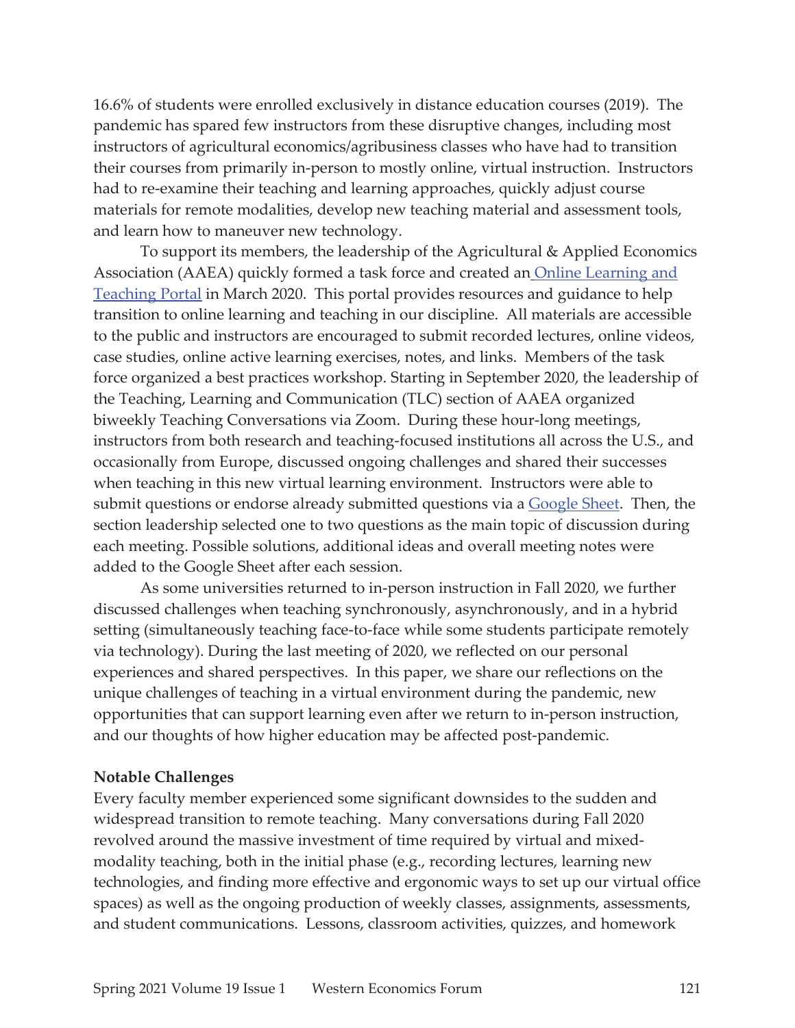16.6% of students were enrolled exclusively in distance education courses (2019). The pandemic has spared few instructors from these disruptive changes, including most instructors of agricultural economics/agribusiness classes who have had to transition their courses from primarily in-person to mostly online, virtual instruction. Instructors had to re-examine their teaching and learning approaches, quickly adjust course materials for remote modalities, develop new teaching material and assessment tools, and learn how to maneuver new technology.

To support its members, the leadership of the Agricultural & Applied Economics Association (AAEA) quickly formed a task force and created an Online Learning and Teaching Portal in March 2020. This portal provides resources and guidance to help transition to online learning and teaching in our discipline. All materials are accessible to the public and instructors are encouraged to submit recorded lectures, online videos, case studies, online active learning exercises, notes, and links. Members of the task force organized a best practices workshop. Starting in September 2020, the leadership of the Teaching, Learning and Communication (TLC) section of AAEA organized biweekly Teaching Conversations via Zoom. During these hour-long meetings, instructors from both research and teaching-focused institutions all across the U.S., and occasionally from Europe, discussed ongoing challenges and shared their successes when teaching in this new virtual learning environment. Instructors were able to submit questions or endorse already submitted questions via a Google Sheet. Then, the section leadership selected one to two questions as the main topic of discussion during each meeting. Possible solutions, additional ideas and overall meeting notes were added to the Google Sheet after each session.

As some universities returned to in-person instruction in Fall 2020, we further discussed challenges when teaching synchronously, asynchronously, and in a hybrid setting (simultaneously teaching face-to-face while some students participate remotely via technology). During the last meeting of 2020, we reflected on our personal experiences and shared perspectives. In this paper, we share our reflections on the unique challenges of teaching in a virtual environment during the pandemic, new opportunities that can support learning even after we return to in-person instruction, and our thoughts of how higher education may be affected post-pandemic.

**Notable Challenges**

Every faculty member experienced some significant downsides to the sudden and widespread transition to remote teaching. Many conversations during Fall 2020 revolved around the massive investment of time required by virtual and mixed-modality teaching, both in the initial phase (e.g., recording lectures, learning new technologies, and finding more effective and ergonomic ways to set up our virtual office spaces) as well as the ongoing production of weekly classes, assignments, assessments, and student communications. Lessons, classroom activities, quizzes, and homework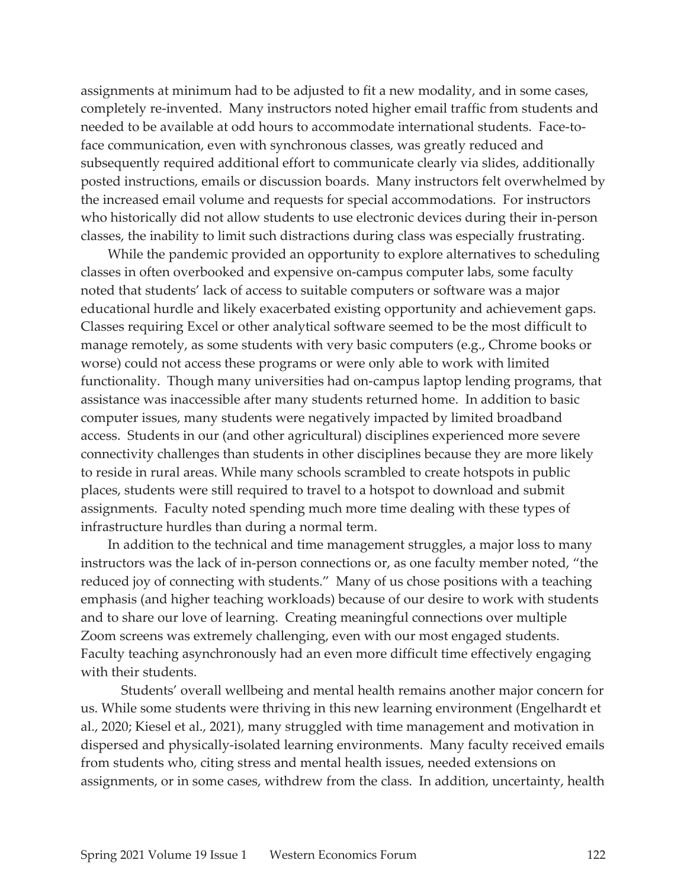assignments at minimum had to be adjusted to fit a new modality, and in some cases, completely re-invented. Many instructors noted higher email traffic from students and needed to be available at odd hours to accommodate international students. Face-to-face communication, even with synchronous classes, was greatly reduced and subsequently required additional effort to communicate clearly via slides, additionally posted instructions, emails or discussion boards. Many instructors felt overwhelmed by the increased email volume and requests for special accommodations. For instructors who historically did not allow students to use electronic devices during their in-person classes, the inability to limit such distractions during class was especially frustrating.

While the pandemic provided an opportunity to explore alternatives to scheduling classes in often overbooked and expensive on-campus computer labs, some faculty noted that students' lack of access to suitable computers or software was a major educational hurdle and likely exacerbated existing opportunity and achievement gaps. Classes requiring Excel or other analytical software seemed to be the most difficult to manage remotely, as some students with very basic computers (e.g., Chrome books or worse) could not access these programs or were only able to work with limited functionality. Though many universities had on-campus laptop lending programs, that assistance was inaccessible after many students returned home. In addition to basic computer issues, many students were negatively impacted by limited broadband access. Students in our (and other agricultural) disciplines experienced more severe connectivity challenges than students in other disciplines because they are more likely to reside in rural areas. While many schools scrambled to create hotspots in public places, students were still required to travel to a hotspot to download and submit assignments. Faculty noted spending much more time dealing with these types of infrastructure hurdles than during a normal term.

In addition to the technical and time management struggles, a major loss to many instructors was the lack of in-person connections or, as one faculty member noted, "the reduced joy of connecting with students." Many of us chose positions with a teaching emphasis (and higher teaching workloads) because of our desire to work with students and to share our love of learning. Creating meaningful connections over multiple Zoom screens was extremely challenging, even with our most engaged students. Faculty teaching asynchronously had an even more difficult time effectively engaging with their students.

Students' overall wellbeing and mental health remains another major concern for us. While some students were thriving in this new learning environment (Engelhardt et al., 2020; Kiesel et al., 2021), many struggled with time management and motivation in dispersed and physically-isolated learning environments. Many faculty received emails from students who, citing stress and mental health issues, needed extensions on assignments, or in some cases, withdrew from the class. In addition, uncertainty, health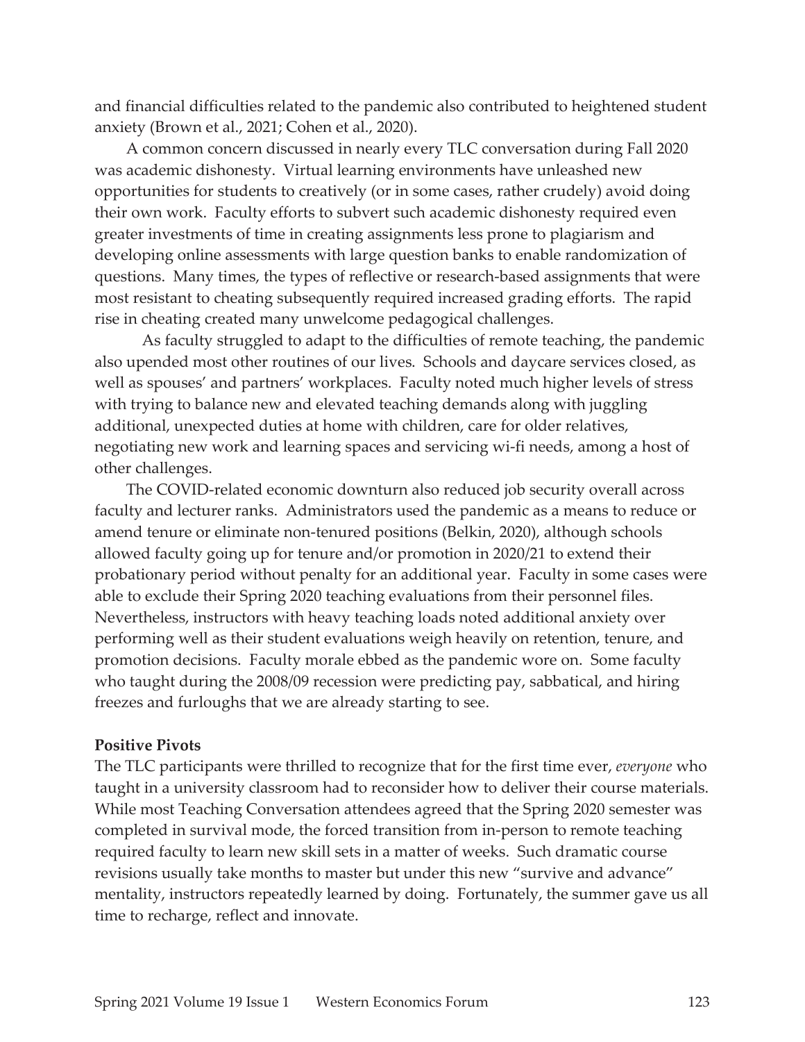and financial difficulties related to the pandemic also contributed to heightened student anxiety (Brown et al., 2021; Cohen et al., 2020).

A common concern discussed in nearly every TLC conversation during Fall 2020 was academic dishonesty. Virtual learning environments have unleashed new opportunities for students to creatively (or in some cases, rather crudely) avoid doing their own work. Faculty efforts to subvert such academic dishonesty required even greater investments of time in creating assignments less prone to plagiarism and developing online assessments with large question banks to enable randomization of questions. Many times, the types of reflective or research-based assignments that were most resistant to cheating subsequently required increased grading efforts. The rapid rise in cheating created many unwelcome pedagogical challenges.

As faculty struggled to adapt to the difficulties of remote teaching, the pandemic also upended most other routines of our lives. Schools and daycare services closed, as well as spouses' and partners' workplaces. Faculty noted much higher levels of stress with trying to balance new and elevated teaching demands along with juggling additional, unexpected duties at home with children, care for older relatives, negotiating new work and learning spaces and servicing wi-fi needs, among a host of other challenges.

The COVID-related economic downturn also reduced job security overall across faculty and lecturer ranks. Administrators used the pandemic as a means to reduce or amend tenure or eliminate non-tenured positions (Belkin, 2020), although schools allowed faculty going up for tenure and/or promotion in 2020/21 to extend their probationary period without penalty for an additional year. Faculty in some cases were able to exclude their Spring 2020 teaching evaluations from their personnel files. Nevertheless, instructors with heavy teaching loads noted additional anxiety over performing well as their student evaluations weigh heavily on retention, tenure, and promotion decisions. Faculty morale ebbed as the pandemic wore on. Some faculty who taught during the 2008/09 recession were predicting pay, sabbatical, and hiring freezes and furloughs that we are already starting to see.

**Positive Pivots**

The TLC participants were thrilled to recognize that for the first time ever, *everyone* who taught in a university classroom had to reconsider how to deliver their course materials. While most Teaching Conversation attendees agreed that the Spring 2020 semester was completed in survival mode, the forced transition from in-person to remote teaching required faculty to learn new skill sets in a matter of weeks. Such dramatic course revisions usually take months to master but under this new "survive and advance" mentality, instructors repeatedly learned by doing. Fortunately, the summer gave us all time to recharge, reflect and innovate.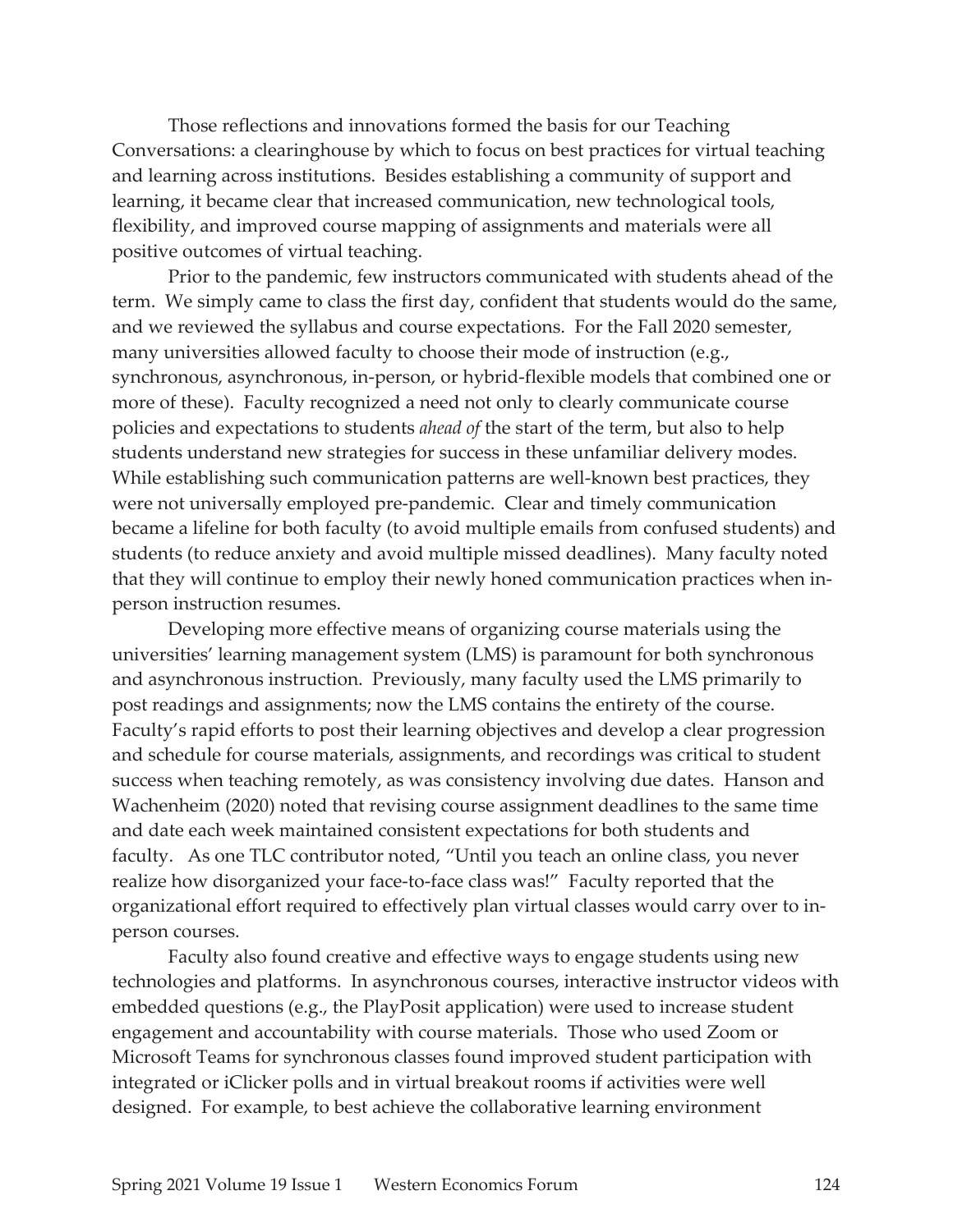Those reflections and innovations formed the basis for our Teaching Conversations: a clearinghouse by which to focus on best practices for virtual teaching and learning across institutions. Besides establishing a community of support and learning, it became clear that increased communication, new technological tools, flexibility, and improved course mapping of assignments and materials were all positive outcomes of virtual teaching.

Prior to the pandemic, few instructors communicated with students ahead of the term. We simply came to class the first day, confident that students would do the same, and we reviewed the syllabus and course expectations. For the Fall 2020 semester, many universities allowed faculty to choose their mode of instruction (e.g., synchronous, asynchronous, in-person, or hybrid-flexible models that combined one or more of these). Faculty recognized a need not only to clearly communicate course policies and expectations to students *ahead of* the start of the term, but also to help students understand new strategies for success in these unfamiliar delivery modes. While establishing such communication patterns are well-known best practices, they were not universally employed pre-pandemic. Clear and timely communication became a lifeline for both faculty (to avoid multiple emails from confused students) and students (to reduce anxiety and avoid multiple missed deadlines). Many faculty noted that they will continue to employ their newly honed communication practices when in-person instruction resumes.

Developing more effective means of organizing course materials using the universities' learning management system (LMS) is paramount for both synchronous and asynchronous instruction. Previously, many faculty used the LMS primarily to post readings and assignments; now the LMS contains the entirety of the course. Faculty's rapid efforts to post their learning objectives and develop a clear progression and schedule for course materials, assignments, and recordings was critical to student success when teaching remotely, as was consistency involving due dates. Hanson and Wachenheim (2020) noted that revising course assignment deadlines to the same time and date each week maintained consistent expectations for both students and faculty. As one TLC contributor noted, "Until you teach an online class, you never realize how disorganized your face-to-face class was!" Faculty reported that the organizational effort required to effectively plan virtual classes would carry over to in-person courses.

Faculty also found creative and effective ways to engage students using new technologies and platforms. In asynchronous courses, interactive instructor videos with embedded questions (e.g., the PlayPosit application) were used to increase student engagement and accountability with course materials. Those who used Zoom or Microsoft Teams for synchronous classes found improved student participation with integrated or iClicker polls and in virtual breakout rooms if activities were well designed. For example, to best achieve the collaborative learning environment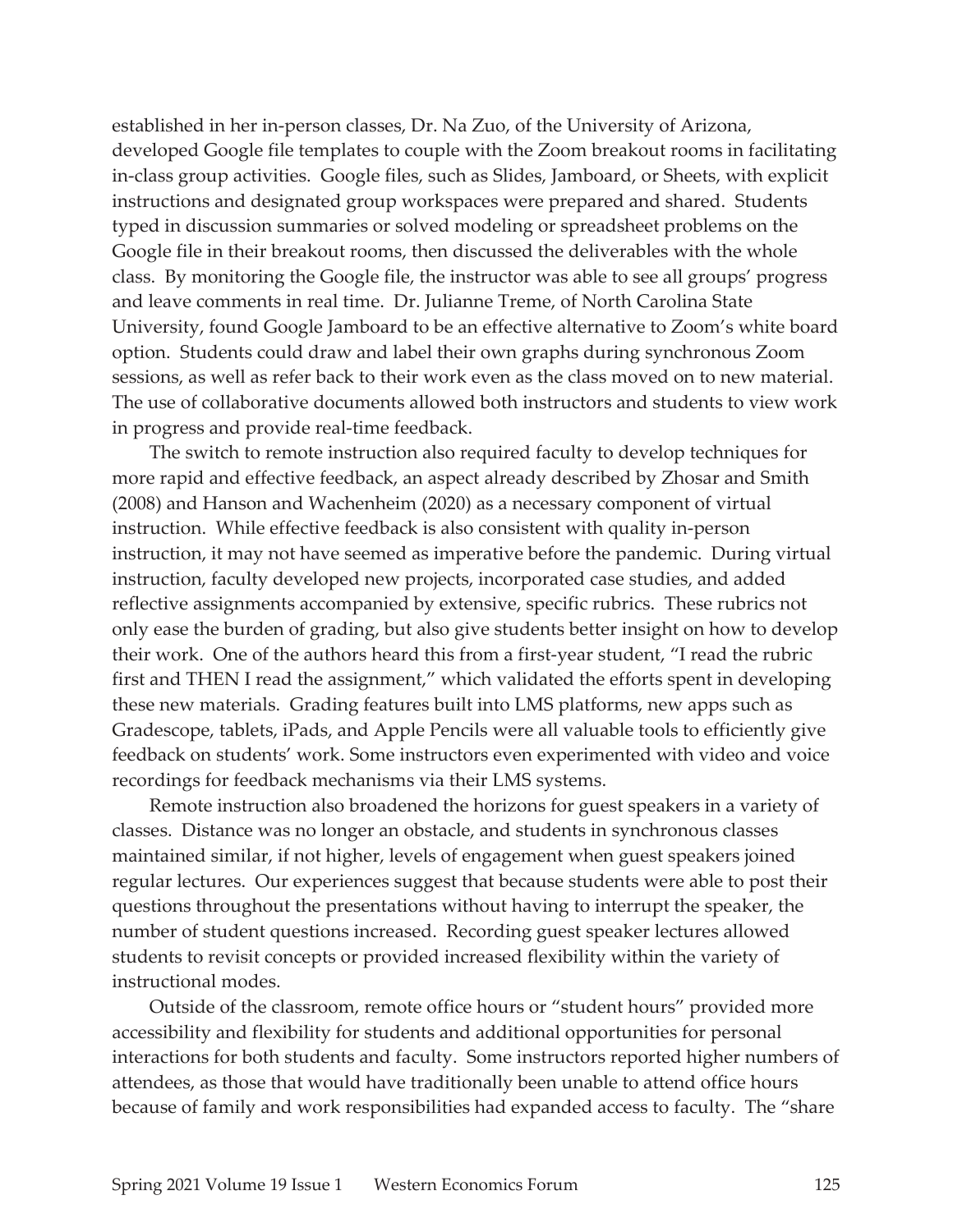established in her in-person classes, Dr. Na Zuo, of the University of Arizona, developed Google file templates to couple with the Zoom breakout rooms in facilitating in-class group activities. Google files, such as Slides, Jamboard, or Sheets, with explicit instructions and designated group workspaces were prepared and shared. Students typed in discussion summaries or solved modeling or spreadsheet problems on the Google file in their breakout rooms, then discussed the deliverables with the whole class. By monitoring the Google file, the instructor was able to see all groups' progress and leave comments in real time. Dr. Julianne Treme, of North Carolina State University, found Google Jamboard to be an effective alternative to Zoom's white board option. Students could draw and label their own graphs during synchronous Zoom sessions, as well as refer back to their work even as the class moved on to new material. The use of collaborative documents allowed both instructors and students to view work in progress and provide real-time feedback.

The switch to remote instruction also required faculty to develop techniques for more rapid and effective feedback, an aspect already described by Zhosar and Smith (2008) and Hanson and Wachenheim (2020) as a necessary component of virtual instruction. While effective feedback is also consistent with quality in-person instruction, it may not have seemed as imperative before the pandemic. During virtual instruction, faculty developed new projects, incorporated case studies, and added reflective assignments accompanied by extensive, specific rubrics. These rubrics not only ease the burden of grading, but also give students better insight on how to develop their work. One of the authors heard this from a first-year student, "I read the rubric first and THEN I read the assignment," which validated the efforts spent in developing these new materials. Grading features built into LMS platforms, new apps such as Gradescope, tablets, iPads, and Apple Pencils were all valuable tools to efficiently give feedback on students' work. Some instructors even experimented with video and voice recordings for feedback mechanisms via their LMS systems.

Remote instruction also broadened the horizons for guest speakers in a variety of classes. Distance was no longer an obstacle, and students in synchronous classes maintained similar, if not higher, levels of engagement when guest speakers joined regular lectures. Our experiences suggest that because students were able to post their questions throughout the presentations without having to interrupt the speaker, the number of student questions increased. Recording guest speaker lectures allowed students to revisit concepts or provided increased flexibility within the variety of instructional modes.

Outside of the classroom, remote office hours or "student hours" provided more accessibility and flexibility for students and additional opportunities for personal interactions for both students and faculty. Some instructors reported higher numbers of attendees, as those that would have traditionally been unable to attend office hours because of family and work responsibilities had expanded access to faculty. The "share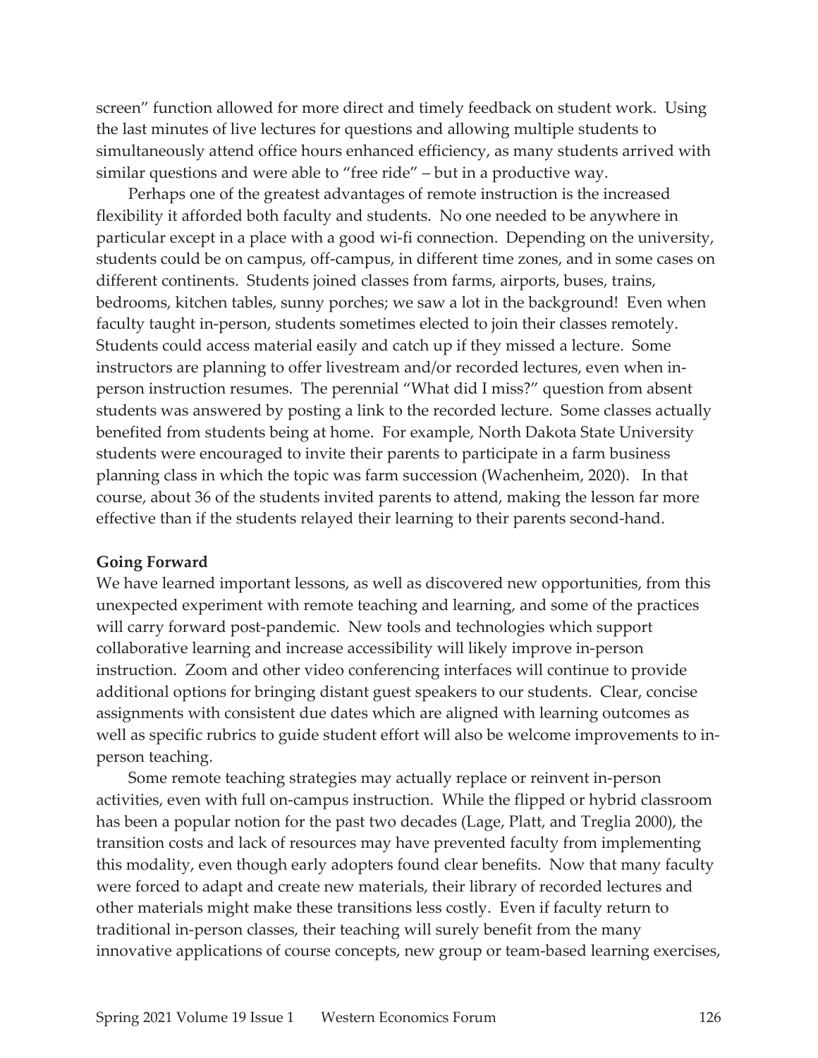screen" function allowed for more direct and timely feedback on student work. Using the last minutes of live lectures for questions and allowing multiple students to simultaneously attend office hours enhanced efficiency, as many students arrived with similar questions and were able to "free ride" – but in a productive way.

Perhaps one of the greatest advantages of remote instruction is the increased flexibility it afforded both faculty and students. No one needed to be anywhere in particular except in a place with a good wi-fi connection. Depending on the university, students could be on campus, off-campus, in different time zones, and in some cases on different continents. Students joined classes from farms, airports, buses, trains, bedrooms, kitchen tables, sunny porches; we saw a lot in the background! Even when faculty taught in-person, students sometimes elected to join their classes remotely. Students could access material easily and catch up if they missed a lecture. Some instructors are planning to offer livestream and/or recorded lectures, even when in-person instruction resumes. The perennial "What did I miss?" question from absent students was answered by posting a link to the recorded lecture. Some classes actually benefited from students being at home. For example, North Dakota State University students were encouraged to invite their parents to participate in a farm business planning class in which the topic was farm succession (Wachenheim, 2020). In that course, about 36 of the students invited parents to attend, making the lesson far more effective than if the students relayed their learning to their parents second-hand.

**Going Forward**

We have learned important lessons, as well as discovered new opportunities, from this unexpected experiment with remote teaching and learning, and some of the practices will carry forward post-pandemic. New tools and technologies which support collaborative learning and increase accessibility will likely improve in-person instruction. Zoom and other video conferencing interfaces will continue to provide additional options for bringing distant guest speakers to our students. Clear, concise assignments with consistent due dates which are aligned with learning outcomes as well as specific rubrics to guide student effort will also be welcome improvements to in-person teaching.

Some remote teaching strategies may actually replace or reinvent in-person activities, even with full on-campus instruction. While the flipped or hybrid classroom has been a popular notion for the past two decades (Lage, Platt, and Treglia 2000), the transition costs and lack of resources may have prevented faculty from implementing this modality, even though early adopters found clear benefits. Now that many faculty were forced to adapt and create new materials, their library of recorded lectures and other materials might make these transitions less costly. Even if faculty return to traditional in-person classes, their teaching will surely benefit from the many innovative applications of course concepts, new group or team-based learning exercises,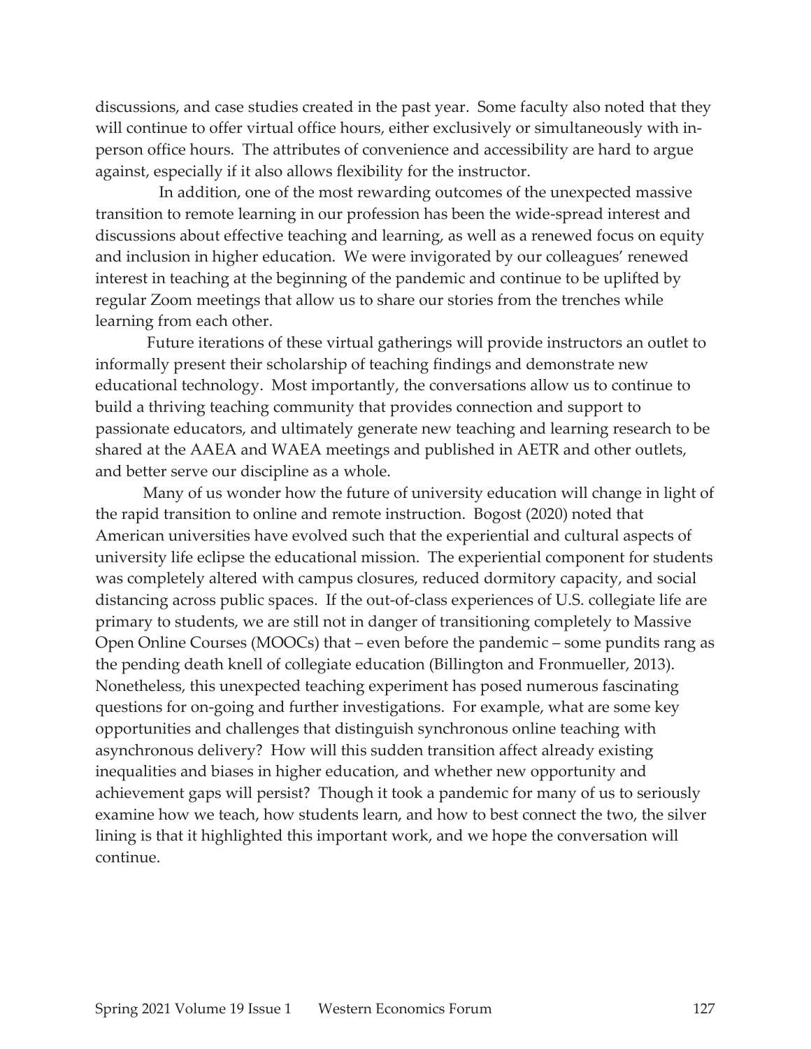discussions, and case studies created in the past year. Some faculty also noted that they will continue to offer virtual office hours, either exclusively or simultaneously with in-person office hours. The attributes of convenience and accessibility are hard to argue against, especially if it also allows flexibility for the instructor.

In addition, one of the most rewarding outcomes of the unexpected massive transition to remote learning in our profession has been the wide-spread interest and discussions about effective teaching and learning, as well as a renewed focus on equity and inclusion in higher education. We were invigorated by our colleagues' renewed interest in teaching at the beginning of the pandemic and continue to be uplifted by regular Zoom meetings that allow us to share our stories from the trenches while learning from each other.

Future iterations of these virtual gatherings will provide instructors an outlet to informally present their scholarship of teaching findings and demonstrate new educational technology. Most importantly, the conversations allow us to continue to build a thriving teaching community that provides connection and support to passionate educators, and ultimately generate new teaching and learning research to be shared at the AAEA and WAEA meetings and published in AETR and other outlets, and better serve our discipline as a whole.

Many of us wonder how the future of university education will change in light of the rapid transition to online and remote instruction. Bogost (2020) noted that American universities have evolved such that the experiential and cultural aspects of university life eclipse the educational mission. The experiential component for students was completely altered with campus closures, reduced dormitory capacity, and social distancing across public spaces. If the out-of-class experiences of U.S. collegiate life are primary to students, we are still not in danger of transitioning completely to Massive Open Online Courses (MOOCs) that – even before the pandemic – some pundits rang as the pending death knell of collegiate education (Billington and Fronmueller, 2013). Nonetheless, this unexpected teaching experiment has posed numerous fascinating questions for on-going and further investigations. For example, what are some key opportunities and challenges that distinguish synchronous online teaching with asynchronous delivery? How will this sudden transition affect already existing inequalities and biases in higher education, and whether new opportunity and achievement gaps will persist? Though it took a pandemic for many of us to seriously examine how we teach, how students learn, and how to best connect the two, the silver lining is that it highlighted this important work, and we hope the conversation will continue.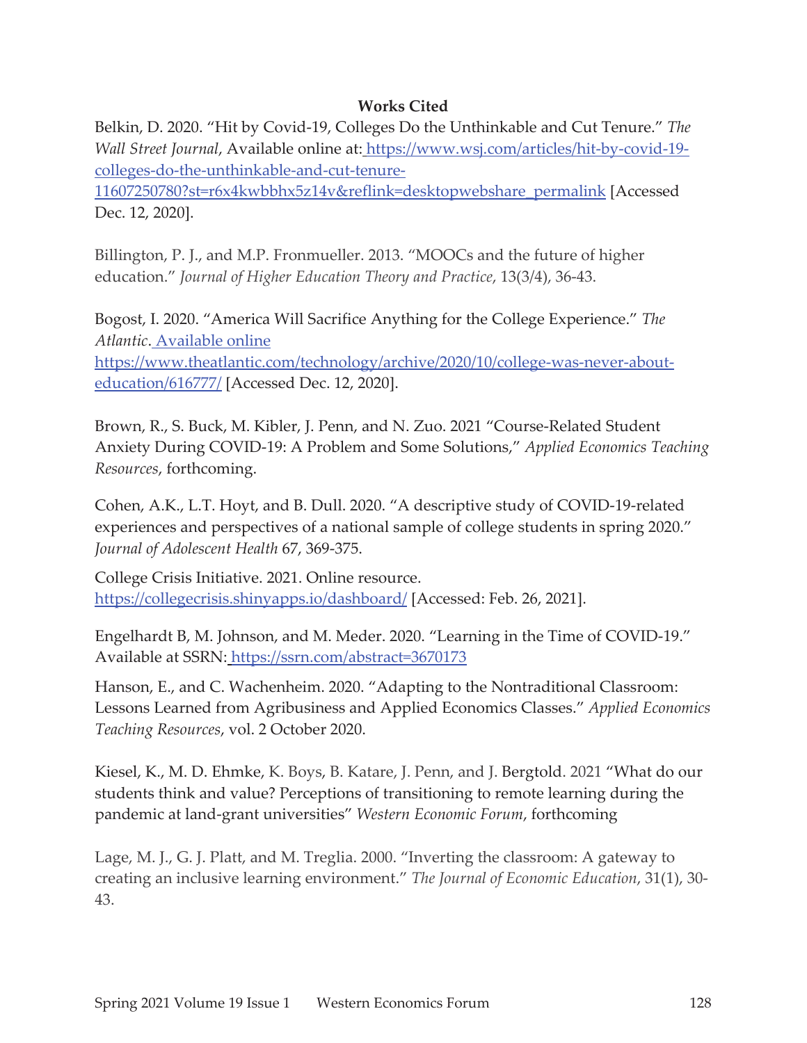**Works Cited**

Belkin, D. 2020. "Hit by Covid-19, Colleges Do the Unthinkable and Cut Tenure." *The Wall Street Journal*, Available online at: https://www.wsj.com/articles/hit-by-covid-19-colleges-do-the-unthinkable-and-cut-tenure-11607250780?st=r6x4kwbbhx5z14v&reflink=desktopwebshare_permalink [Accessed Dec. 12, 2020].

Billington, P. J., and M.P. Fronmueller. 2013. "MOOCs and the future of higher education." *Journal of Higher Education Theory and Practice*, 13(3/4), 36-43.

Bogost, I. 2020. "America Will Sacrifice Anything for the College Experience." *The Atlantic*. Available online https://www.theatlantic.com/technology/archive/2020/10/college-was-never-about-education/616777/ [Accessed Dec. 12, 2020].

Brown, R., S. Buck, M. Kibler, J. Penn, and N. Zuo. 2021 "Course-Related Student Anxiety During COVID-19: A Problem and Some Solutions," *Applied Economics Teaching Resources*, forthcoming.

Cohen, A.K., L.T. Hoyt, and B. Dull. 2020. "A descriptive study of COVID-19-related experiences and perspectives of a national sample of college students in spring 2020." *Journal of Adolescent Health* 67, 369-375.

College Crisis Initiative. 2021. Online resource. https://collegecrisis.shinyapps.io/dashboard/ [Accessed: Feb. 26, 2021].

Engelhardt B, M. Johnson, and M. Meder. 2020. "Learning in the Time of COVID-19." Available at SSRN: https://ssrn.com/abstract=3670173

Hanson, E., and C. Wachenheim. 2020. "Adapting to the Nontraditional Classroom: Lessons Learned from Agribusiness and Applied Economics Classes." *Applied Economics Teaching Resources*, vol. 2 October 2020.

Kiesel, K., M. D. Ehmke, K. Boys, B. Katare, J. Penn, and J. Bergtold. 2021 "What do our students think and value? Perceptions of transitioning to remote learning during the pandemic at land-grant universities" *Western Economic Forum*, forthcoming

Lage, M. J., G. J. Platt, and M. Treglia. 2000. "Inverting the classroom: A gateway to creating an inclusive learning environment." *The Journal of Economic Education*, 31(1), 30-43.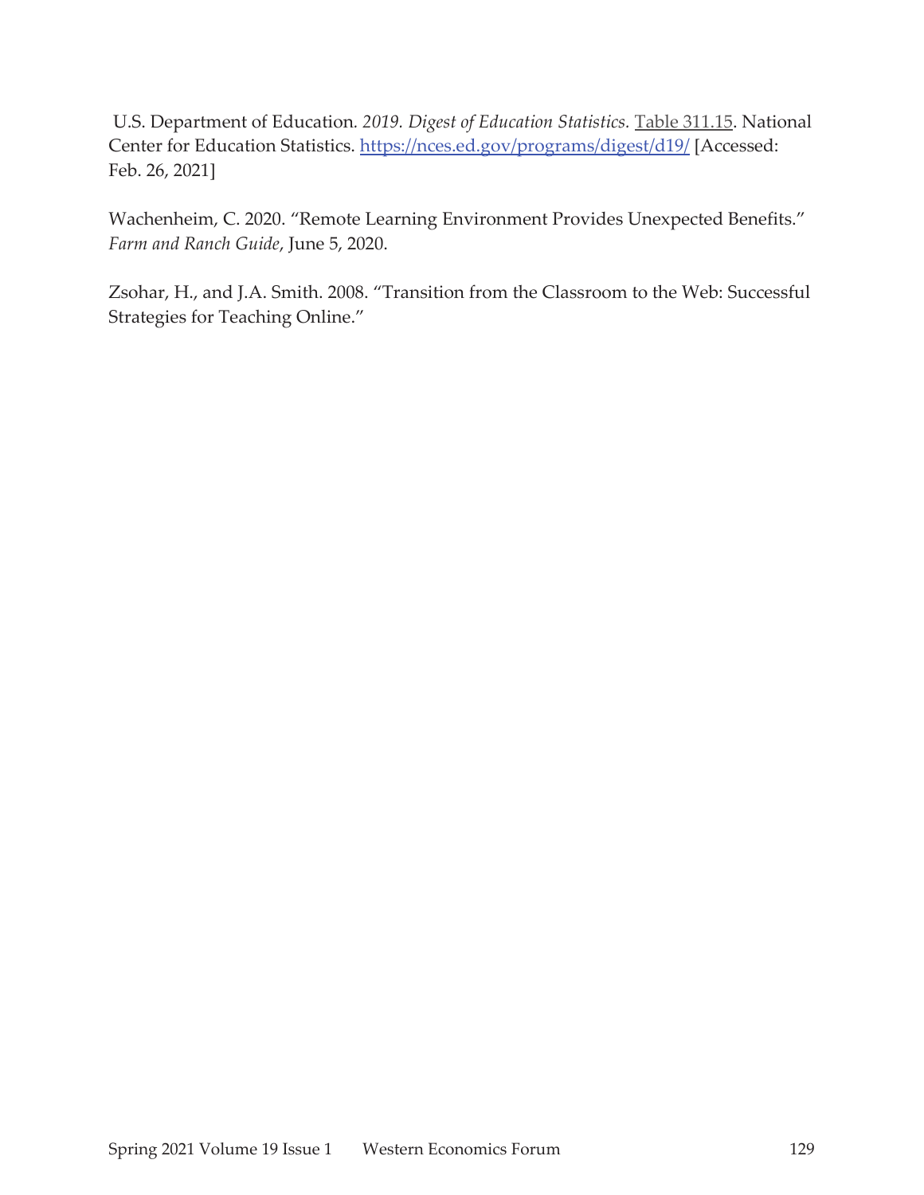U.S. Department of Education. *2019. Digest of Education Statistics*. Table 311.15. National Center for Education Statistics. https://nces.ed.gov/programs/digest/d19/ [Accessed: Feb. 26, 2021]

Wachenheim, C. 2020. "Remote Learning Environment Provides Unexpected Benefits." *Farm and Ranch Guide*, June 5, 2020.

Zsohar, H., and J.A. Smith. 2008. "Transition from the Classroom to the Web: Successful Strategies for Teaching Online."